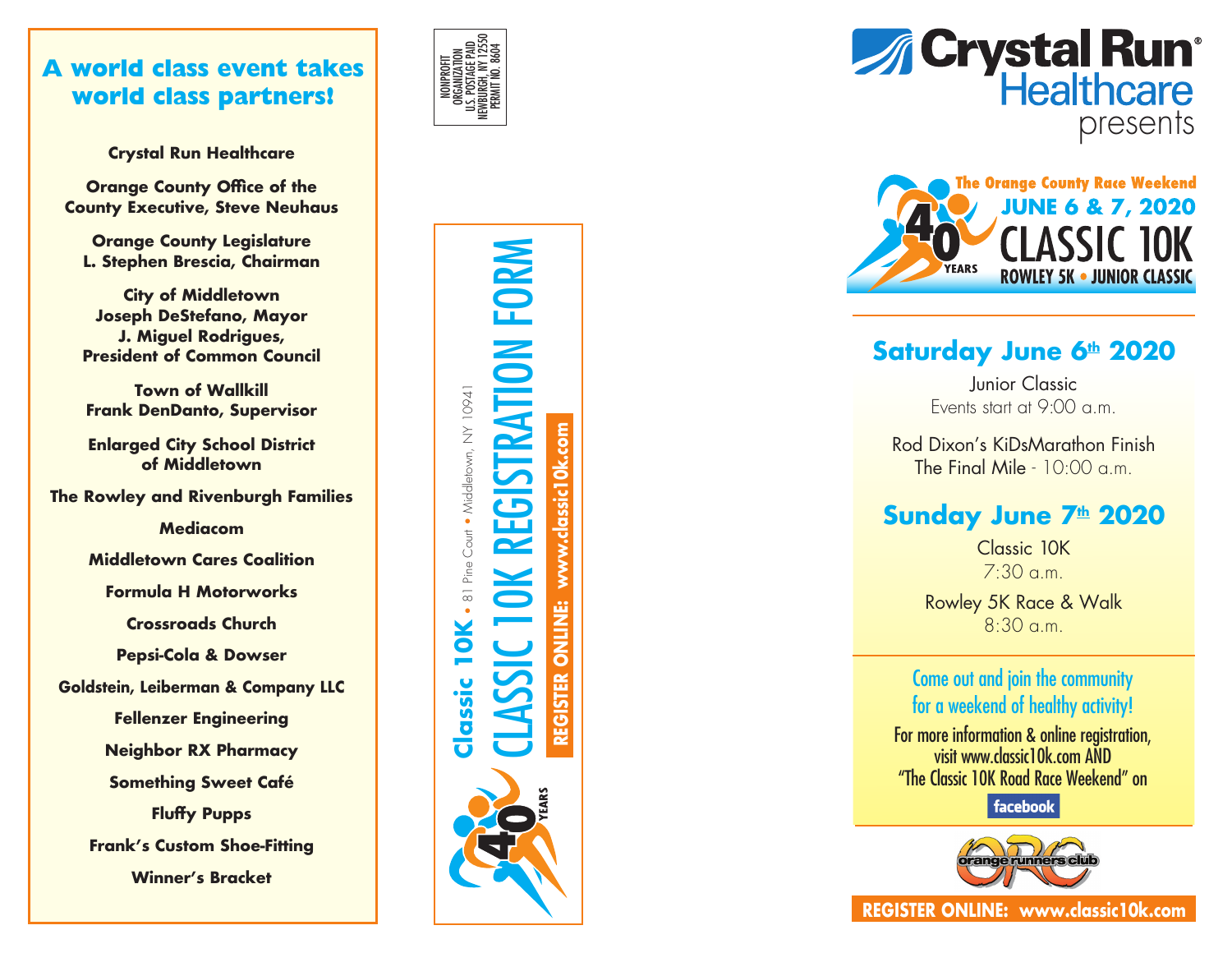## A world class event takes world class partners!

**Crystal Run Healthcare**

**Orange County Office of the County Executive, Steve Neuhaus**

**Orange County Legislature**
**L. Stephen Brescia, Chairman**

**City of Middletown**
**Joseph DeStefano, Mayor**
**J. Miguel Rodrigues, President of Common Council**

**Town of Wallkill**
**Frank DenDanto, Supervisor**

**Enlarged City School District of Middletown**

**The Rowley and Rivenburgh Families**

**Mediacom**

**Middletown Cares Coalition**

**Formula H Motorworks**

**Crossroads Church**

**Pepsi-Cola & Dowser**

**Goldstein, Leiberman & Company LLC**

**Fellenzer Engineering**

**Neighbor RX Pharmacy**

**Something Sweet Café**

**Fluffy Pupps**

**Frank's Custom Shoe-Fitting**

**Winner's Bracket**

NONPROFIT ORGANIZATION
U.S. POSTAGE PAID
NEWBURGH, NY 12550
PERMIT NO. 8604

**Classic 10K** • 81 Pine Court • Middletown, NY 10941

# CLASSIC 10K REGISTRATION FORM

**REGISTER ONLINE: www.classic10k.com**

40 YEARS

**Crystal Run Healthcare** presents

**The Orange County Race Weekend**
**JUNE 6 & 7, 2020**
# CLASSIC 10K
**ROWLEY 5K • JUNIOR CLASSIC**

40 YEARS

## Saturday June 6th 2020

Junior Classic
Events start at 9:00 a.m.

Rod Dixon's KiDsMarathon Finish
The Final Mile - 10:00 a.m.

## Sunday June 7th 2020

Classic 10K
7:30 a.m.

Rowley 5K Race & Walk
8:30 a.m.

Come out and join the community for a weekend of healthy activity!

For more information & online registration, visit www.classic10k.com AND "The Classic 10K Road Race Weekend" on facebook

orange runners club

**REGISTER ONLINE: www.classic10k.com**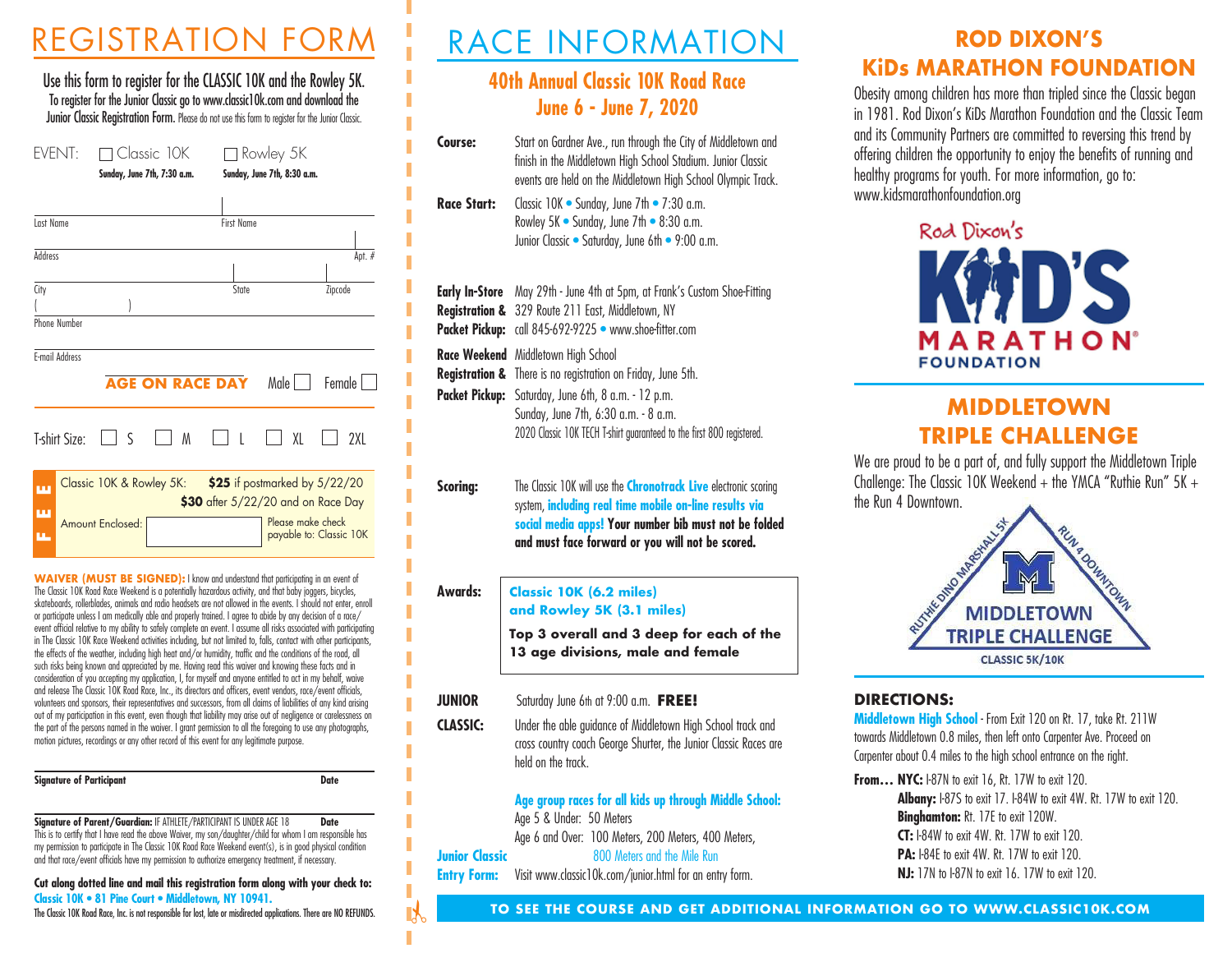# REGISTRATION FORM

Use this form to register for the CLASSIC 10K and the Rowley 5K.
To register for the Junior Classic go to www.classic10k.com and download the Junior Classic Registration Form. Please do not use this form to register for the Junior Classic.

EVENT: ☐ Classic 10K — Sunday, June 7th, 7:30 a.m. ☐ Rowley 5K — Sunday, June 7th, 8:30 a.m.

Last Name | First Name

Address | Apt. #

City | State | Zipcode

( ) Phone Number

E-mail Address

**AGE ON RACE DAY** Male ☐ Female ☐

T-shirt Size: ☐ S ☐ M ☐ L ☐ XL ☐ 2XL

**FEE**

Classic 10K & Rowley 5K: **$25** if postmarked by 5/22/20
**$30** after 5/22/20 and on Race Day

Amount Enclosed: ______ Please make check payable to: Classic 10K

**WAIVER (MUST BE SIGNED):** I know and understand that participating in an event of The Classic 10K Road Race Weekend is a potentially hazardous activity, and that baby joggers, bicycles, skateboards, rollerblades, animals and radio headsets are not allowed in the events. I should not enter, enroll or participate unless I am medically able and properly trained. I agree to abide by any decision of a race/event official relative to my ability to safely complete an event. I assume all risks associated with participating in The Classic 10K Race Weekend activities including, but not limited to, falls, contact with other participants, the effects of the weather, including high heat and/or humidity, traffic and the conditions of the road, all such risks being known and appreciated by me. Having read this waiver and knowing these facts and in consideration of you accepting my application, I, for myself and anyone entitled to act in my behalf, waive and release The Classic 10K Road Race, Inc., its directors and officers, event vendors, race/event officials, volunteers and sponsors, their representatives and successors, from all claims of liabilities of any kind arising out of my participation in this event, even though that liability may arise out of negligence or carelessness on the part of the persons named in the waiver. I grant permission to all the foregoing to use any photographs, motion pictures, recordings or any other record of this event for any legitimate purpose.

**Signature of Participant** **Date**

**Signature of Parent/Guardian:** IF ATHLETE/PARTICIPANT IS UNDER AGE 18 **Date**
This is to certify that I have read the above Waiver, my son/daughter/child for whom I am responsible has my permission to participate in The Classic 10K Road Race Weekend event(s), is in good physical condition and that race/event officials have my permission to authorize emergency treatment, if necessary.

**Cut along dotted line and mail this registration form along with your check to: Classic 10K • 81 Pine Court • Middletown, NY 10941.**
The Classic 10K Road Race, Inc. is not responsible for lost, late or misdirected applications. There are NO REFUNDS.

# RACE INFORMATION

## 40th Annual Classic 10K Road Race
## June 6 - June 7, 2020

**Course:** Start on Gardner Ave., run through the City of Middletown and finish in the Middletown High School Stadium. Junior Classic events are held on the Middletown High School Olympic Track.

**Race Start:** Classic 10K • Sunday, June 7th • 7:30 a.m.
Rowley 5K • Sunday, June 7th • 8:30 a.m.
Junior Classic • Saturday, June 6th • 9:00 a.m.

**Early In-Store Registration & Packet Pickup:** May 29th - June 4th at 5pm, at Frank's Custom Shoe-Fitting 329 Route 211 East, Middletown, NY call 845-692-9225 • www.shoe-fitter.com

**Race Weekend Registration & Packet Pickup:** Middletown High School
There is no registration on Friday, June 5th.
Saturday, June 6th, 8 a.m. - 12 p.m.
Sunday, June 7th, 6:30 a.m. - 8 a.m.
2020 Classic 10K TECH T-shirt guaranteed to the first 800 registered.

**Scoring:** The Classic 10K will use the **Chronotrack Live** electronic scoring system, **including real time mobile on-line results via social media apps! Your number bib must not be folded and must face forward or you will not be scored.**

**Awards:** **Classic 10K (6.2 miles) and Rowley 5K (3.1 miles)**
**Top 3 overall and 3 deep for each of the 13 age divisions, male and female**

**JUNIOR CLASSIC:** Saturday June 6th at 9:00 a.m. **FREE!**
Under the able guidance of Middletown High School track and cross country coach George Shurter, the Junior Classic Races are held on the track.

**Age group races for all kids up through Middle School:**
Age 5 & Under: 50 Meters
Age 6 and Over: 100 Meters, 200 Meters, 400 Meters, 800 Meters and the Mile Run

**Junior Classic Entry Form:** Visit www.classic10k.com/junior.html for an entry form.

# ROD DIXON'S KiDs MARATHON FOUNDATION

Obesity among children has more than tripled since the Classic began in 1981. Rod Dixon's KiDs Marathon Foundation and the Classic Team and its Community Partners are committed to reversing this trend by offering children the opportunity to enjoy the benefits of running and healthy programs for youth. For more information, go to: www.kidsmarathonfoundation.org

Rod Dixon's KID'S MARATHON® FOUNDATION

# MIDDLETOWN TRIPLE CHALLENGE

We are proud to be a part of, and fully support the Middletown Triple Challenge: The Classic 10K Weekend + the YMCA "Ruthie Run" 5K + the Run 4 Downtown.

RUTHIE DINO MARSHALL 5K · RUN 4 DOWNTOWN · MIDDLETOWN TRIPLE CHALLENGE · CLASSIC 5K/10K

## DIRECTIONS:

**Middletown High School** - From Exit 120 on Rt. 17, take Rt. 211W towards Middletown 0.8 miles, then left onto Carpenter Ave. Proceed on Carpenter about 0.4 miles to the high school entrance on the right.

**From… NYC:** I-87N to exit 16, Rt. 17W to exit 120.
**Albany:** I-87S to exit 17. I-84W to exit 4W. Rt. 17W to exit 120.
**Binghamton:** Rt. 17E to exit 120W.
**CT:** I-84W to exit 4W. Rt. 17W to exit 120.
**PA:** I-84E to exit 4W. Rt. 17W to exit 120.
**NJ:** 17N to I-87N to exit 16. 17W to exit 120.

**TO SEE THE COURSE AND GET ADDITIONAL INFORMATION GO TO WWW.CLASSIC10K.COM**